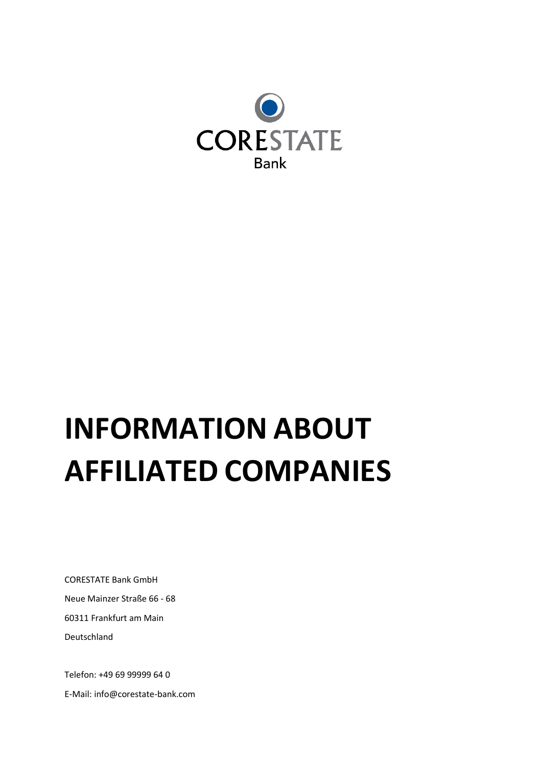CORESTATE

Bank

# INFORMATION ABOUT AFFILIATED COMPANIES

CORESTATE Bank GmbH

Neue Mainzer Straße 66 - 68

60311 Frankfurt am Main

Deutschland

Telefon: +49 69 99999 64 0

E-Mail: info@corestate-bank.com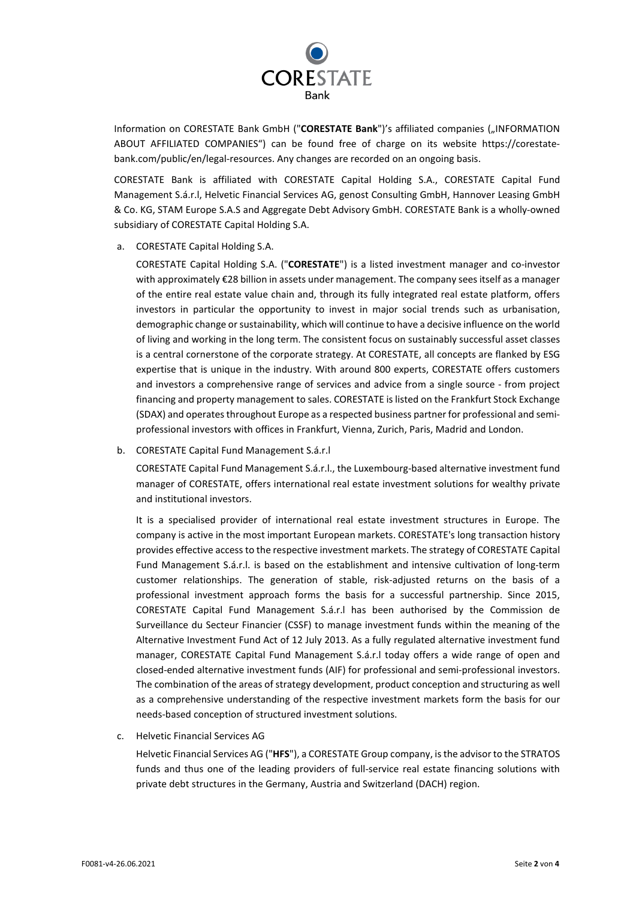Information on CORESTATE Bank GmbH ("**CORESTATE Bank**")'s affiliated companies („INFORMATION ABOUT AFFILIATED COMPANIES") can be found free of charge on its website https://corestate-bank.com/public/en/legal-resources. Any changes are recorded on an ongoing basis.

CORESTATE Bank is affiliated with CORESTATE Capital Holding S.A., CORESTATE Capital Fund Management S.á.r.l, Helvetic Financial Services AG, genost Consulting GmbH, Hannover Leasing GmbH & Co. KG, STAM Europe S.A.S and Aggregate Debt Advisory GmbH. CORESTATE Bank is a wholly-owned subsidiary of CORESTATE Capital Holding S.A.

a. CORESTATE Capital Holding S.A.

   CORESTATE Capital Holding S.A. ("**CORESTATE**") is a listed investment manager and co-investor with approximately €28 billion in assets under management. The company sees itself as a manager of the entire real estate value chain and, through its fully integrated real estate platform, offers investors in particular the opportunity to invest in major social trends such as urbanisation, demographic change or sustainability, which will continue to have a decisive influence on the world of living and working in the long term. The consistent focus on sustainably successful asset classes is a central cornerstone of the corporate strategy. At CORESTATE, all concepts are flanked by ESG expertise that is unique in the industry. With around 800 experts, CORESTATE offers customers and investors a comprehensive range of services and advice from a single source - from project financing and property management to sales. CORESTATE is listed on the Frankfurt Stock Exchange (SDAX) and operates throughout Europe as a respected business partner for professional and semi-professional investors with offices in Frankfurt, Vienna, Zurich, Paris, Madrid and London.

b. CORESTATE Capital Fund Management S.á.r.l

   CORESTATE Capital Fund Management S.á.r.l., the Luxembourg-based alternative investment fund manager of CORESTATE, offers international real estate investment solutions for wealthy private and institutional investors.

   It is a specialised provider of international real estate investment structures in Europe. The company is active in the most important European markets. CORESTATE's long transaction history provides effective access to the respective investment markets. The strategy of CORESTATE Capital Fund Management S.á.r.l. is based on the establishment and intensive cultivation of long-term customer relationships. The generation of stable, risk-adjusted returns on the basis of a professional investment approach forms the basis for a successful partnership. Since 2015, CORESTATE Capital Fund Management S.á.r.l has been authorised by the Commission de Surveillance du Secteur Financier (CSSF) to manage investment funds within the meaning of the Alternative Investment Fund Act of 12 July 2013. As a fully regulated alternative investment fund manager, CORESTATE Capital Fund Management S.á.r.l today offers a wide range of open and closed-ended alternative investment funds (AIF) for professional and semi-professional investors. The combination of the areas of strategy development, product conception and structuring as well as a comprehensive understanding of the respective investment markets form the basis for our needs-based conception of structured investment solutions.

c. Helvetic Financial Services AG

   Helvetic Financial Services AG ("**HFS**"), a CORESTATE Group company, is the advisor to the STRATOS funds and thus one of the leading providers of full-service real estate financing solutions with private debt structures in the Germany, Austria and Switzerland (DACH) region.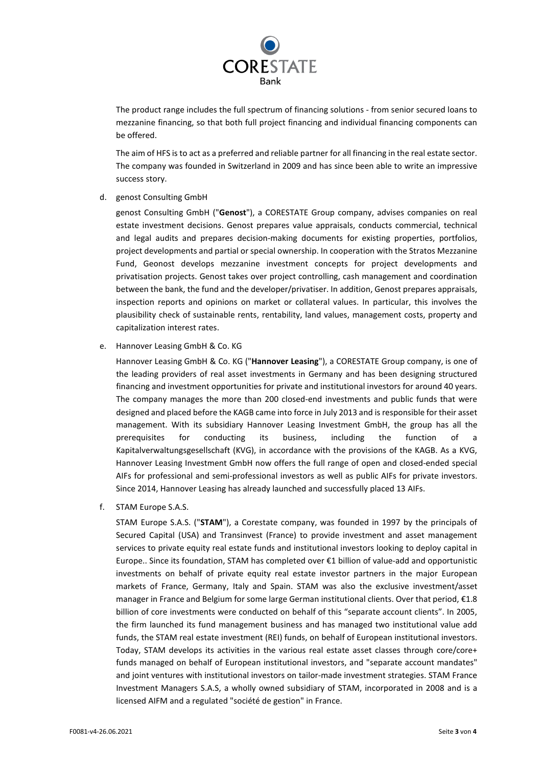The product range includes the full spectrum of financing solutions - from senior secured loans to mezzanine financing, so that both full project financing and individual financing components can be offered.

The aim of HFS is to act as a preferred and reliable partner for all financing in the real estate sector. The company was founded in Switzerland in 2009 and has since been able to write an impressive success story.

d. genost Consulting GmbH

   genost Consulting GmbH ("**Genost**"), a CORESTATE Group company, advises companies on real estate investment decisions. Genost prepares value appraisals, conducts commercial, technical and legal audits and prepares decision-making documents for existing properties, portfolios, project developments and partial or special ownership. In cooperation with the Stratos Mezzanine Fund, Geonost develops mezzanine investment concepts for project developments and privatisation projects. Genost takes over project controlling, cash management and coordination between the bank, the fund and the developer/privatiser. In addition, Genost prepares appraisals, inspection reports and opinions on market or collateral values. In particular, this involves the plausibility check of sustainable rents, rentability, land values, management costs, property and capitalization interest rates.

e. Hannover Leasing GmbH & Co. KG

   Hannover Leasing GmbH & Co. KG ("**Hannover Leasing**"), a CORESTATE Group company, is one of the leading providers of real asset investments in Germany and has been designing structured financing and investment opportunities for private and institutional investors for around 40 years. The company manages the more than 200 closed-end investments and public funds that were designed and placed before the KAGB came into force in July 2013 and is responsible for their asset management. With its subsidiary Hannover Leasing Investment GmbH, the group has all the prerequisites for conducting its business, including the function of a Kapitalverwaltungsgesellschaft (KVG), in accordance with the provisions of the KAGB. As a KVG, Hannover Leasing Investment GmbH now offers the full range of open and closed-ended special AIFs for professional and semi-professional investors as well as public AIFs for private investors. Since 2014, Hannover Leasing has already launched and successfully placed 13 AIFs.

f. STAM Europe S.A.S.

   STAM Europe S.A.S. ("**STAM**"), a Corestate company, was founded in 1997 by the principals of Secured Capital (USA) and Transinvest (France) to provide investment and asset management services to private equity real estate funds and institutional investors looking to deploy capital in Europe.. Since its foundation, STAM has completed over €1 billion of value-add and opportunistic investments on behalf of private equity real estate investor partners in the major European markets of France, Germany, Italy and Spain. STAM was also the exclusive investment/asset manager in France and Belgium for some large German institutional clients. Over that period, €1.8 billion of core investments were conducted on behalf of this "separate account clients". In 2005, the firm launched its fund management business and has managed two institutional value add funds, the STAM real estate investment (REI) funds, on behalf of European institutional investors. Today, STAM develops its activities in the various real estate asset classes through core/core+ funds managed on behalf of European institutional investors, and "separate account mandates" and joint ventures with institutional investors on tailor-made investment strategies. STAM France Investment Managers S.A.S, a wholly owned subsidiary of STAM, incorporated in 2008 and is a licensed AIFM and a regulated "société de gestion" in France.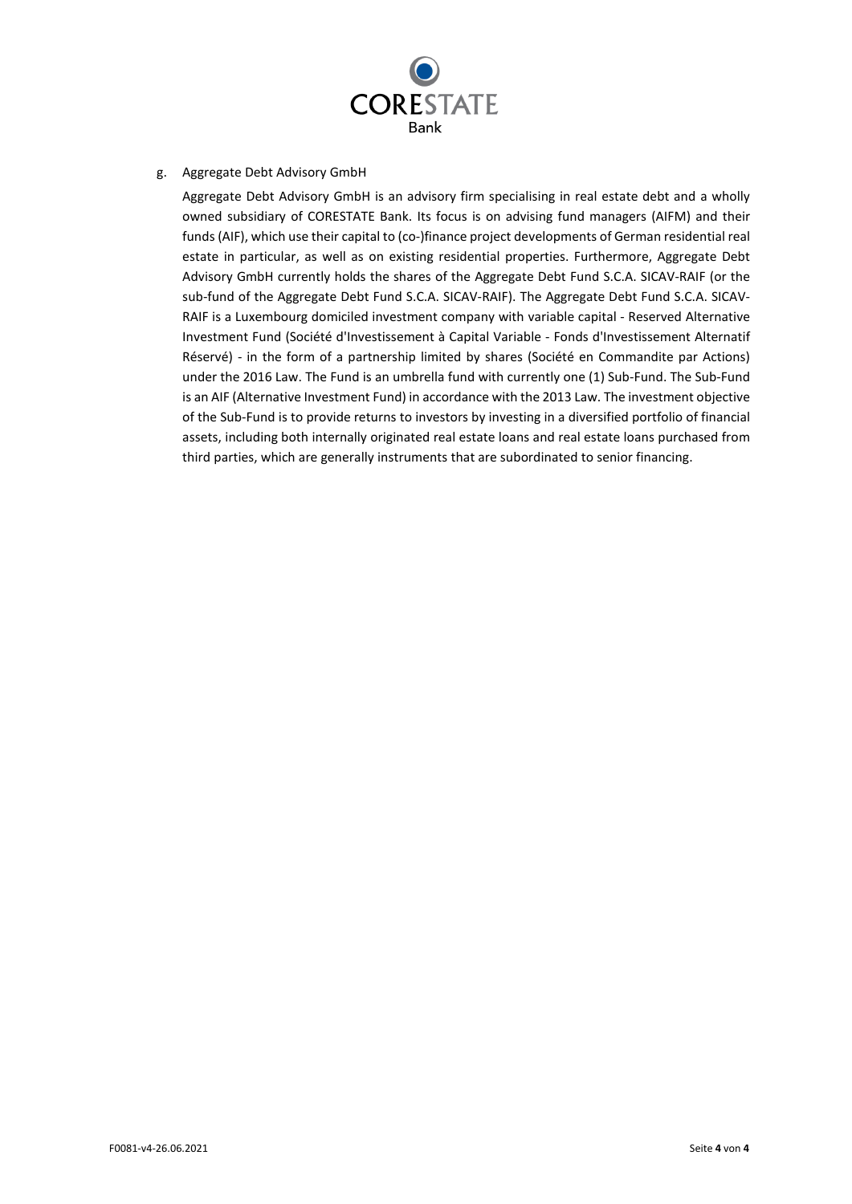g. Aggregate Debt Advisory GmbH

   Aggregate Debt Advisory GmbH is an advisory firm specialising in real estate debt and a wholly owned subsidiary of CORESTATE Bank. Its focus is on advising fund managers (AIFM) and their funds (AIF), which use their capital to (co-)finance project developments of German residential real estate in particular, as well as on existing residential properties. Furthermore, Aggregate Debt Advisory GmbH currently holds the shares of the Aggregate Debt Fund S.C.A. SICAV-RAIF (or the sub-fund of the Aggregate Debt Fund S.C.A. SICAV-RAIF). The Aggregate Debt Fund S.C.A. SICAV-RAIF is a Luxembourg domiciled investment company with variable capital - Reserved Alternative Investment Fund (Société d'Investissement à Capital Variable - Fonds d'Investissement Alternatif Réservé) - in the form of a partnership limited by shares (Société en Commandite par Actions) under the 2016 Law. The Fund is an umbrella fund with currently one (1) Sub-Fund. The Sub-Fund is an AIF (Alternative Investment Fund) in accordance with the 2013 Law. The investment objective of the Sub-Fund is to provide returns to investors by investing in a diversified portfolio of financial assets, including both internally originated real estate loans and real estate loans purchased from third parties, which are generally instruments that are subordinated to senior financing.